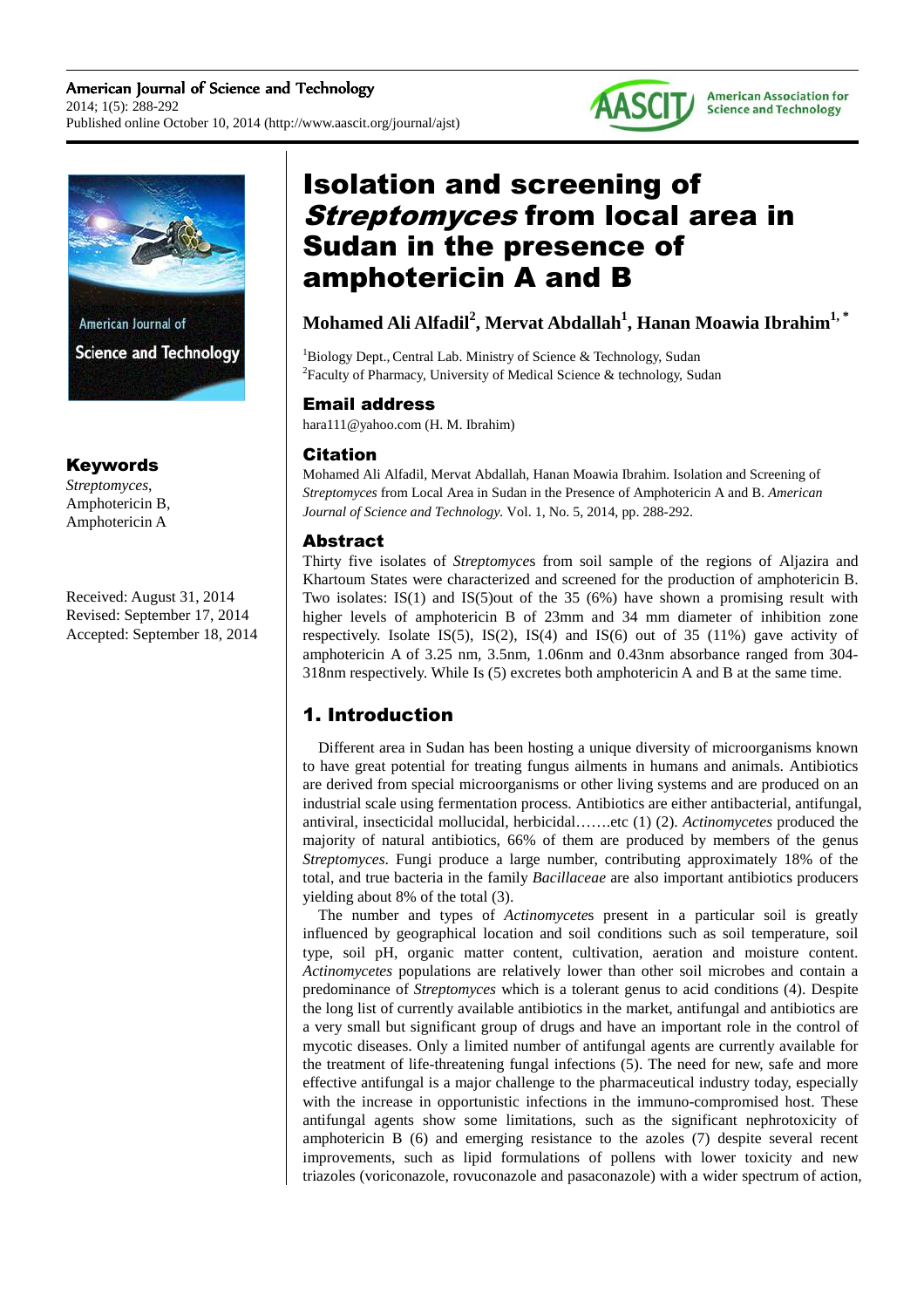# Isolation and screening of *Streptomyces* from local area in Sudan in the presence of amphotericin A and B

**Mohamed Ali Alfadil[2], Mervat Abdallah[1], Hanan Moawia Ibrahim[1, *]**

[1]Biology Dept., Central Lab. Ministry of Science & Technology, Sudan
[2]Faculty of Pharmacy, University of Medical Science & technology, Sudan

## Email address

hara111@yahoo.com (H. M. Ibrahim)

## Citation

Mohamed Ali Alfadil, Mervat Abdallah, Hanan Moawia Ibrahim. Isolation and Screening of *Streptomyces* from Local Area in Sudan in the Presence of Amphotericin A and B. *American Journal of Science and Technology.* Vol. 1, No. 5, 2014, pp. 288-292.

## Keywords

*Streptomyces*, Amphotericin B, Amphotericin A

Received: August 31, 2014
Revised: September 17, 2014
Accepted: September 18, 2014

## Abstract

Thirty five isolates of *Streptomyce*s from soil sample of the regions of Aljazira and Khartoum States were characterized and screened for the production of amphotericin B. Two isolates: IS(1) and IS(5)out of the 35 (6%) have shown a promising result with higher levels of amphotericin B of 23mm and 34 mm diameter of inhibition zone respectively. Isolate IS(5), IS(2), IS(4) and IS(6) out of 35 (11%) gave activity of amphotericin A of 3.25 nm, 3.5nm, 1.06nm and 0.43nm absorbance ranged from 304-318nm respectively. While Is (5) excretes both amphotericin A and B at the same time.

## 1. Introduction

Different area in Sudan has been hosting a unique diversity of microorganisms known to have great potential for treating fungus ailments in humans and animals. Antibiotics are derived from special microorganisms or other living systems and are produced on an industrial scale using fermentation process. Antibiotics are either antibacterial, antifungal, antiviral, insecticidal mollucidal, herbicidal…….etc (1) (2). *Actinomycetes* produced the majority of natural antibiotics, 66% of them are produced by members of the genus *Streptomyces*. Fungi produce a large number, contributing approximately 18% of the total, and true bacteria in the family *Bacillaceae* are also important antibiotics producers yielding about 8% of the total (3).

The number and types of *Actinomycete*s present in a particular soil is greatly influenced by geographical location and soil conditions such as soil temperature, soil type, soil pH, organic matter content, cultivation, aeration and moisture content. *Actinomycetes* populations are relatively lower than other soil microbes and contain a predominance of *Streptomyces* which is a tolerant genus to acid conditions (4). Despite the long list of currently available antibiotics in the market, antifungal and antibiotics are a very small but significant group of drugs and have an important role in the control of mycotic diseases. Only a limited number of antifungal agents are currently available for the treatment of life-threatening fungal infections (5). The need for new, safe and more effective antifungal is a major challenge to the pharmaceutical industry today, especially with the increase in opportunistic infections in the immuno-compromised host. These antifungal agents show some limitations, such as the significant nephrotoxicity of amphotericin B (6) and emerging resistance to the azoles (7) despite several recent improvements, such as lipid formulations of pollens with lower toxicity and new triazoles (voriconazole, rovuconazole and pasaconazole) with a wider spectrum of action,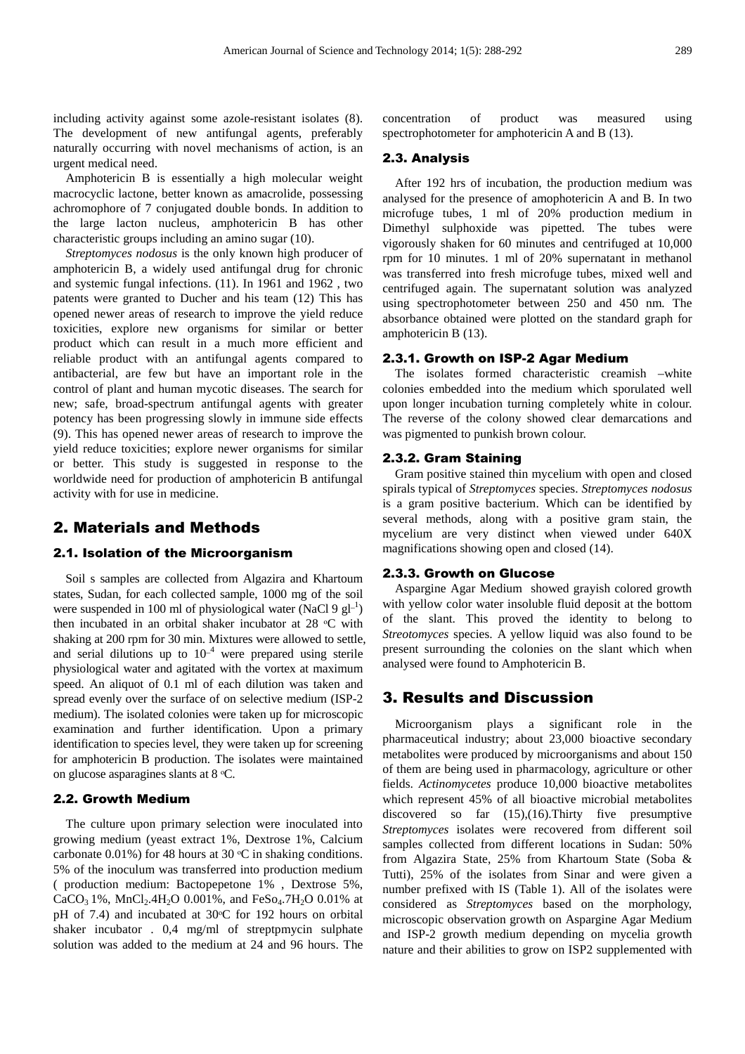including activity against some azole-resistant isolates (8). The development of new antifungal agents, preferably naturally occurring with novel mechanisms of action, is an urgent medical need.

Amphotericin B is essentially a high molecular weight macrocyclic lactone, better known as amacrolide, possessing achromophore of 7 conjugated double bonds. In addition to the large lacton nucleus, amphotericin B has other characteristic groups including an amino sugar (10).

*Streptomyces nodosus* is the only known high producer of amphotericin B, a widely used antifungal drug for chronic and systemic fungal infections. (11). In 1961 and 1962 , two patents were granted to Ducher and his team (12) This has opened newer areas of research to improve the yield reduce toxicities, explore new organisms for similar or better product which can result in a much more efficient and reliable product with an antifungal agents compared to antibacterial, are few but have an important role in the control of plant and human mycotic diseases. The search for new; safe, broad-spectrum antifungal agents with greater potency has been progressing slowly in immune side effects (9). This has opened newer areas of research to improve the yield reduce toxicities; explore newer organisms for similar or better. This study is suggested in response to the worldwide need for production of amphotericin B antifungal activity with for use in medicine.

## 2. Materials and Methods

### 2.1. Isolation of the Microorganism

Soil s samples are collected from Algazira and Khartoum states, Sudan, for each collected sample, 1000 mg of the soil were suspended in 100 ml of physiological water (NaCl 9 $gl^{-1}$) then incubated in an orbital shaker incubator at 28 $^{o}C$ with shaking at 200 rpm for 30 min. Mixtures were allowed to settle, and serial dilutions up to $10^{-4}$ were prepared using sterile physiological water and agitated with the vortex at maximum speed. An aliquot of 0.1 ml of each dilution was taken and spread evenly over the surface of on selective medium (ISP-2 medium). The isolated colonies were taken up for microscopic examination and further identification. Upon a primary identification to species level, they were taken up for screening for amphotericin B production. The isolates were maintained on glucose asparagines slants at 8 $^{o}C$.

### 2.2. Growth Medium

The culture upon primary selection were inoculated into growing medium (yeast extract 1%, Dextrose 1%, Calcium carbonate 0.01%) for 48 hours at 30 $^{o}C$ in shaking conditions. 5% of the inoculum was transferred into production medium ( production medium: Bactopepetone 1% , Dextrose 5%, $CaCO_3$ 1%, $MnCl_2.4H_2O$ 0.001%, and $FeSo_4.7H_2O$ 0.01% at pH of 7.4) and incubated at 30$^{o}C$ for 192 hours on orbital shaker incubator . 0,4 mg/ml of streptpmycin sulphate solution was added to the medium at 24 and 96 hours. The concentration of product was measured using spectrophotometer for amphotericin A and B (13).

### 2.3. Analysis

After 192 hrs of incubation, the production medium was analysed for the presence of amophotericin A and B. In two microfuge tubes, 1 ml of 20% production medium in Dimethyl sulphoxide was pipetted. The tubes were vigorously shaken for 60 minutes and centrifuged at 10,000 rpm for 10 minutes. 1 ml of 20% supernatant in methanol was transferred into fresh microfuge tubes, mixed well and centrifuged again. The supernatant solution was analyzed using spectrophotometer between 250 and 450 nm. The absorbance obtained were plotted on the standard graph for amphotericin B (13).

#### 2.3.1. Growth on ISP-2 Agar Medium

The isolates formed characteristic creamish –white colonies embedded into the medium which sporulated well upon longer incubation turning completely white in colour. The reverse of the colony showed clear demarcations and was pigmented to punkish brown colour.

#### 2.3.2. Gram Staining

Gram positive stained thin mycelium with open and closed spirals typical of *Streptomyces* species. *Streptomyces nodosus* is a gram positive bacterium. Which can be identified by several methods, along with a positive gram stain, the mycelium are very distinct when viewed under 640X magnifications showing open and closed (14).

#### 2.3.3. Growth on Glucose

Aspargine Agar Medium showed grayish colored growth with yellow color water insoluble fluid deposit at the bottom of the slant. This proved the identity to belong to *Streotomyces* species. A yellow liquid was also found to be present surrounding the colonies on the slant which when analysed were found to Amphotericin B.

## 3. Results and Discussion

Microorganism plays a significant role in the pharmaceutical industry; about 23,000 bioactive secondary metabolites were produced by microorganisms and about 150 of them are being used in pharmacology, agriculture or other fields. *Actinomycetes* produce 10,000 bioactive metabolites which represent 45% of all bioactive microbial metabolites discovered so far (15),(16).Thirty five presumptive *Streptomyces* isolates were recovered from different soil samples collected from different locations in Sudan: 50% from Algazira State, 25% from Khartoum State (Soba & Tutti), 25% of the isolates from Sinar and were given a number prefixed with IS (Table 1). All of the isolates were considered as *Streptomyces* based on the morphology, microscopic observation growth on Aspargine Agar Medium and ISP-2 growth medium depending on mycelia growth nature and their abilities to grow on ISP2 supplemented with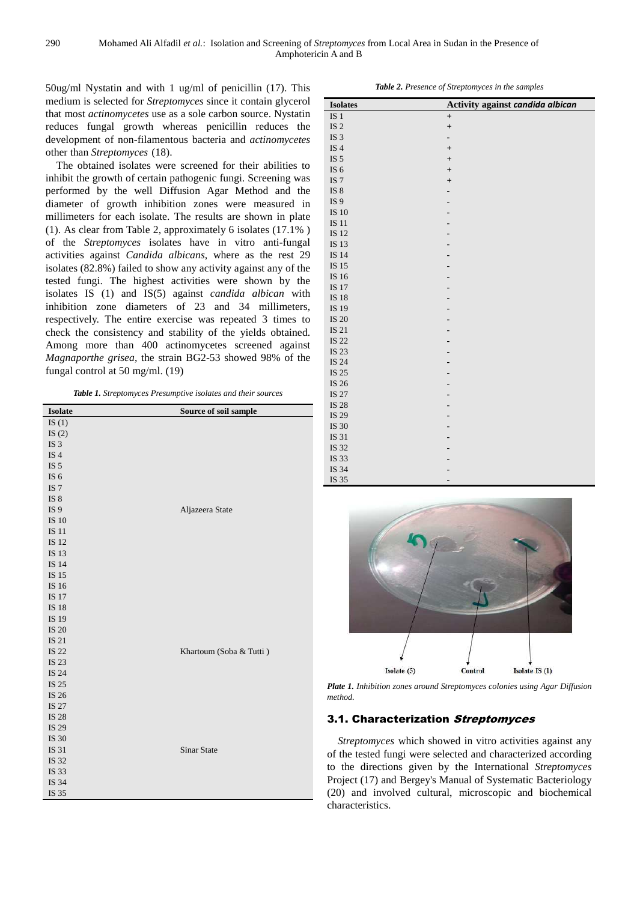50ug/ml Nystatin and with 1 ug/ml of penicillin (17). This medium is selected for *Streptomyces* since it contain glycerol that most *actinomycetes* use as a sole carbon source. Nystatin reduces fungal growth whereas penicillin reduces the development of non-filamentous bacteria and *actinomycetes* other than *Streptomyces* (18).

The obtained isolates were screened for their abilities to inhibit the growth of certain pathogenic fungi. Screening was performed by the well Diffusion Agar Method and the diameter of growth inhibition zones were measured in millimeters for each isolate. The results are shown in plate (1). As clear from Table 2, approximately 6 isolates (17.1% ) of the *Streptomyces* isolates have in vitro anti-fungal activities against *Candida albicans*, where as the rest 29 isolates (82.8%) failed to show any activity against any of the tested fungi. The highest activities were shown by the isolates IS (1) and IS(5) against *candida albican* with inhibition zone diameters of 23 and 34 millimeters, respectively. The entire exercise was repeated 3 times to check the consistency and stability of the yields obtained. Among more than 400 actinomycetes screened against *Magnaporthe grisea*, the strain BG2-53 showed 98% of the fungal control at 50 mg/ml. (19)

***Table 1.*** *Streptomyces Presumptive isolates and their sources*

| Isolate | Source of soil sample |
|---|---|
| IS (1) | |
| IS (2) | |
| IS 3 | |
| IS 4 | |
| IS 5 | |
| IS 6 | |
| IS 7 | |
| IS 8 | |
| IS 9 | Aljazeera State |
| IS 10 | |
| IS 11 | |
| IS 12 | |
| IS 13 | |
| IS 14 | |
| IS 15 | |
| IS 16 | |
| IS 17 | |
| IS 18 | |
| IS 19 | |
| IS 20 | |
| IS 21 | |
| IS 22 | Khartoum (Soba & Tutti ) |
| IS 23 | |
| IS 24 | |
| IS 25 | |
| IS 26 | |
| IS 27 | |
| IS 28 | |
| IS 29 | |
| IS 30 | |
| IS 31 | Sinar State |
| IS 32 | |
| IS 33 | |
| IS 34 | |
| IS 35 | |

***Table 2.*** *Presence of Streptomyces in the samples*

| Isolates | Activity against *candida albican* |
|---|---|
| IS 1 | + |
| IS 2 | + |
| IS 3 | - |
| IS 4 | + |
| IS 5 | + |
| IS 6 | + |
| IS 7 | + |
| IS 8 | - |
| IS 9 | - |
| IS 10 | - |
| IS 11 | - |
| IS 12 | - |
| IS 13 | - |
| IS 14 | - |
| IS 15 | - |
| IS 16 | - |
| IS 17 | - |
| IS 18 | - |
| IS 19 | - |
| IS 20 | - |
| IS 21 | - |
| IS 22 | - |
| IS 23 | - |
| IS 24 | - |
| IS 25 | - |
| IS 26 | - |
| IS 27 | - |
| IS 28 | - |
| IS 29 | - |
| IS 30 | - |
| IS 31 | - |
| IS 32 | - |
| IS 33 | - |
| IS 34 | - |
| IS 35 | - |

Isolate (5) Control Isolate IS (1)

***Plate 1.*** *Inhibition zones around Streptomyces colonies using Agar Diffusion method.*

## 3.1. Characterization *Streptomyces*

*Streptomyces* which showed in vitro activities against any of the tested fungi were selected and characterized according to the directions given by the International *Streptomyces* Project (17) and Bergey's Manual of Systematic Bacteriology (20) and involved cultural, microscopic and biochemical characteristics.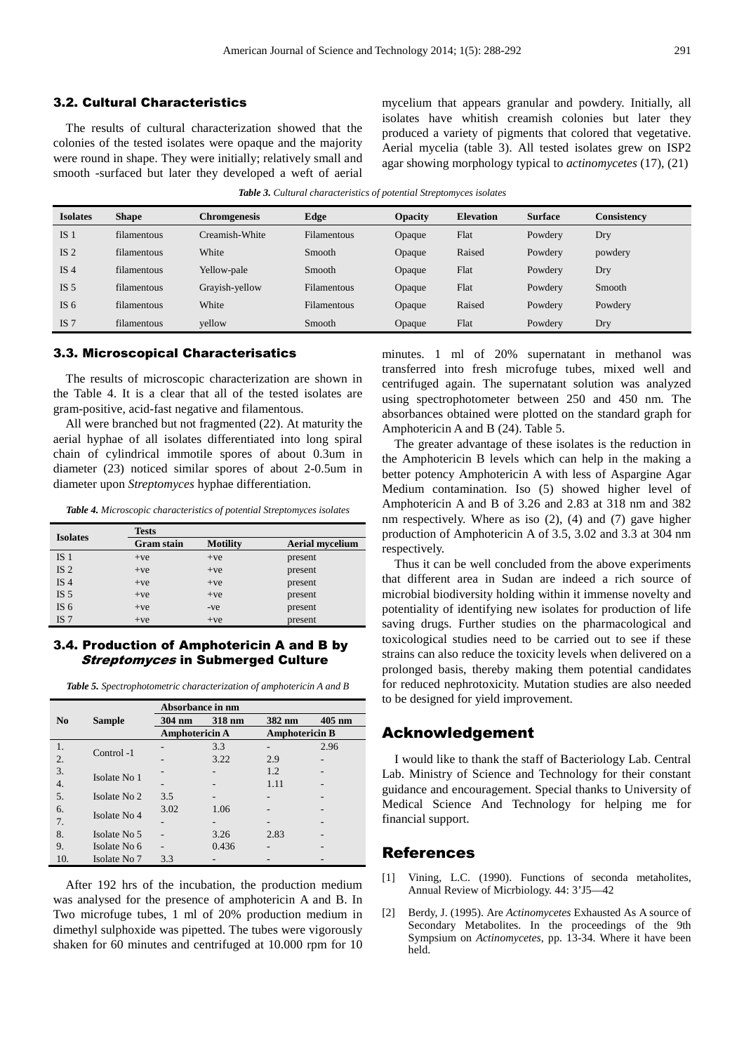### 3.2. Cultural Characteristics

The results of cultural characterization showed that the colonies of the tested isolates were opaque and the majority were round in shape. They were initially; relatively small and smooth -surfaced but later they developed a weft of aerial mycelium that appears granular and powdery. Initially, all isolates have whitish creamish colonies but later they produced a variety of pigments that colored that vegetative. Aerial mycelia (table 3). All tested isolates grew on ISP2 agar showing morphology typical to *actinomycetes* (17), (21)

***Table 3.*** *Cultural characteristics of potential Streptomyces isolates*

| Isolates | Shape | Chromgenesis | Edge | Opacity | Elevation | Surface | Consistency |
|---|---|---|---|---|---|---|---|
| IS 1 | filamentous | Creamish-White | Filamentous | Opaque | Flat | Powdery | Dry |
| IS 2 | filamentous | White | Smooth | Opaque | Raised | Powdery | powdery |
| IS 4 | filamentous | Yellow-pale | Smooth | Opaque | Flat | Powdery | Dry |
| IS 5 | filamentous | Grayish-yellow | Filamentous | Opaque | Flat | Powdery | Smooth |
| IS 6 | filamentous | White | Filamentous | Opaque | Raised | Powdery | Powdery |
| IS 7 | filamentous | yellow | Smooth | Opaque | Flat | Powdery | Dry |

### 3.3. Microscopical Characterisatics

The results of microscopic characterization are shown in the Table 4. It is a clear that all of the tested isolates are gram-positive, acid-fast negative and filamentous.

All were branched but not fragmented (22). At maturity the aerial hyphae of all isolates differentiated into long spiral chain of cylindrical immotile spores of about 0.3um in diameter (23) noticed similar spores of about 2-0.5um in diameter upon *Streptomyces* hyphae differentiation.

***Table 4.*** *Microscopic characteristics of potential Streptomyces isolates*

| Isolates | Tests | | |
|---|---|---|---|
| | Gram stain | Motility | Aerial mycelium |
| IS 1 | +ve | +ve | present |
| IS 2 | +ve | +ve | present |
| IS 4 | +ve | +ve | present |
| IS 5 | +ve | +ve | present |
| IS 6 | +ve | -ve | present |
| IS 7 | +ve | +ve | present |

### 3.4. Production of Amphotericin A and B by *Streptomyces* in Submerged Culture

***Table 5.*** *Spectrophotometric characterization of amphotericin A and B*

| No | Sample | Absorbance in nm | | | |
|---|---|---|---|---|---|
| | | 304 nm | 318 nm | 382 nm | 405 nm |
| | | Amphotericin A | | Amphotericin B | |
| 1. | Control -1 | - | 3.3 | - | 2.96 |
| 2. | | - | 3.22 | 2.9 | - |
| 3. | Isolate No 1 | - | - | 1.2 | - |
| 4. | | - | - | 1.11 | - |
| 5. | Isolate No 2 | 3.5 | - | - | - |
| 6. | Isolate No 4 | 3.02 | 1.06 | - | - |
| 7. | | - | - | - | - |
| 8. | Isolate No 5 | - | 3.26 | 2.83 | - |
| 9. | Isolate No 6 | - | 0.436 | - | - |
| 10. | Isolate No 7 | 3.3 | - | - | - |

After 192 hrs of the incubation, the production medium was analysed for the presence of amphotericin A and B. In Two microfuge tubes, 1 ml of 20% production medium in dimethyl sulphoxide was pipetted. The tubes were vigorously shaken for 60 minutes and centrifuged at 10.000 rpm for 10 minutes. 1 ml of 20% supernatant in methanol was transferred into fresh microfuge tubes, mixed well and centrifuged again. The supernatant solution was analyzed using spectrophotometer between 250 and 450 nm. The absorbances obtained were plotted on the standard graph for Amphotericin A and B (24). Table 5.

The greater advantage of these isolates is the reduction in the Amphotericin B levels which can help in the making a better potency Amphotericin A with less of Aspargine Agar Medium contamination. Iso (5) showed higher level of Amphotericin A and B of 3.26 and 2.83 at 318 nm and 382 nm respectively. Where as iso (2), (4) and (7) gave higher production of Amphotericin A of 3.5, 3.02 and 3.3 at 304 nm respectively.

Thus it can be well concluded from the above experiments that different area in Sudan are indeed a rich source of microbial biodiversity holding within it immense novelty and potentiality of identifying new isolates for production of life saving drugs. Further studies on the pharmacological and toxicological studies need to be carried out to see if these strains can also reduce the toxicity levels when delivered on a prolonged basis, thereby making them potential candidates for reduced nephrotoxicity. Mutation studies are also needed to be designed for yield improvement.

## Acknowledgement

I would like to thank the staff of Bacteriology Lab. Central Lab. Ministry of Science and Technology for their constant guidance and encouragement. Special thanks to University of Medical Science And Technology for helping me for financial support.

## References

[1] Vining, L.C. (1990). Functions of seconda metaholites, Annual Review of Micrbiology. 44: 3'J5—42

[2] Berdy, J. (1995). Are *Actinomycetes* Exhausted As A source of Secondary Metabolites. In the proceedings of the 9th Sympsium on *Actinomycetes*, pp. 13-34. Where it have been held.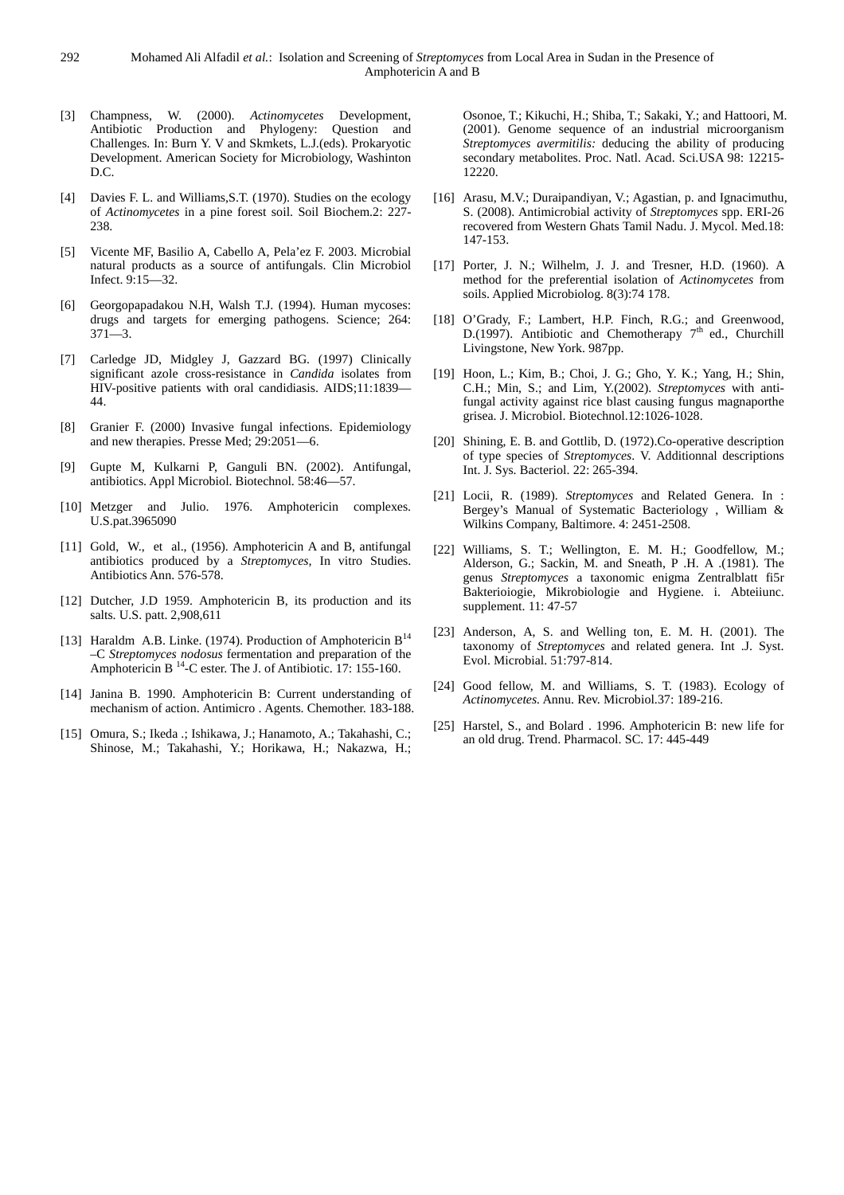[3] Champness, W. (2000). *Actinomycetes* Development, Antibiotic Production and Phylogeny: Question and Challenges. In: Burn Y. V and Skmkets, L.J.(eds). Prokaryotic Development. American Society for Microbiology, Washinton D.C.

[4] Davies F. L. and Williams,S.T. (1970). Studies on the ecology of *Actinomycetes* in a pine forest soil. Soil Biochem.2: 227-238.

[5] Vicente MF, Basilio A, Cabello A, Pela'ez F. 2003. Microbial natural products as a source of antifungals. Clin Microbiol Infect. 9:15—32.

[6] Georgopapadakou N.H, Walsh T.J. (1994). Human mycoses: drugs and targets for emerging pathogens. Science; 264: 371—3.

[7] Carledge JD, Midgley J, Gazzard BG. (1997) Clinically significant azole cross-resistance in *Candida* isolates from HIV-positive patients with oral candidiasis. AIDS;11:1839—44.

[8] Granier F. (2000) Invasive fungal infections. Epidemiology and new therapies. Presse Med; 29:2051—6.

[9] Gupte M, Kulkarni P, Ganguli BN. (2002). Antifungal, antibiotics. Appl Microbiol. Biotechnol. 58:46—57.

[10] Metzger and Julio. 1976. Amphotericin complexes. U.S.pat.3965090

[11] Gold, W., et al., (1956). Amphotericin A and B, antifungal antibiotics produced by a *Streptomyces,* In vitro Studies. Antibiotics Ann. 576-578.

[12] Dutcher, J.D 1959. Amphotericin B, its production and its salts. U.S. patt. 2,908,611

[13] Haraldm A.B. Linke. (1974). Production of Amphotericin $B^{14}$ –C *Streptomyces nodosus* fermentation and preparation of the Amphotericin B $^{14}$-C ester. The J. of Antibiotic. 17: 155-160.

[14] Janina B. 1990. Amphotericin B: Current understanding of mechanism of action. Antimicro . Agents. Chemother. 183-188.

[15] Omura, S.; Ikeda .; Ishikawa, J.; Hanamoto, A.; Takahashi, C.; Shinose, M.; Takahashi, Y.; Horikawa, H.; Nakazwa, H.; Osonoe, T.; Kikuchi, H.; Shiba, T.; Sakaki, Y.; and Hattoori, M. (2001). Genome sequence of an industrial microorganism *Streptomyces avermitilis:* deducing the ability of producing secondary metabolites. Proc. Natl. Acad. Sci.USA 98: 12215-12220.

[16] Arasu, M.V.; Duraipandiyan, V.; Agastian, p. and Ignacimuthu, S. (2008). Antimicrobial activity of *Streptomyces* spp. ERI-26 recovered from Western Ghats Tamil Nadu. J. Mycol. Med.18: 147-153.

[17] Porter, J. N.; Wilhelm, J. J. and Tresner, H.D. (1960). A method for the preferential isolation of *Actinomycetes* from soils. Applied Microbiolog. 8(3):74 178.

[18] O'Grady, F.; Lambert, H.P. Finch, R.G.; and Greenwood, D.(1997). Antibiotic and Chemotherapy 7th ed., Churchill Livingstone, New York. 987pp.

[19] Hoon, L.; Kim, B.; Choi, J. G.; Gho, Y. K.; Yang, H.; Shin, C.H.; Min, S.; and Lim, Y.(2002). *Streptomyces* with anti-fungal activity against rice blast causing fungus magnaporthe grisea. J. Microbiol. Biotechnol.12:1026-1028.

[20] Shining, E. B. and Gottlib, D. (1972).Co-operative description of type species of *Streptomyces*. V. Additionnal descriptions Int. J. Sys. Bacteriol. 22: 265-394.

[21] Locii, R. (1989). *Streptomyces* and Related Genera. In : Bergey's Manual of Systematic Bacteriology , William & Wilkins Company, Baltimore. 4: 2451-2508.

[22] Williams, S. T.; Wellington, E. M. H.; Goodfellow, M.; Alderson, G.; Sackin, M. and Sneath, P .H. A .(1981). The genus *Streptomyces* a taxonomic enigma Zentralblatt fi5r Bakterioiogie, Mikrobiologie and Hygiene. i. Abteiiunc. supplement. 11: 47-57

[23] Anderson, A, S. and Welling ton, E. M. H. (2001). The taxonomy of *Streptomyces* and related genera. Int .J. Syst. Evol. Microbial. 51:797-814.

[24] Good fellow, M. and Williams, S. T. (1983). Ecology of *Actinomycetes*. Annu. Rev. Microbiol.37: 189-216.

[25] Harstel, S., and Bolard . 1996. Amphotericin B: new life for an old drug. Trend. Pharmacol. SC. 17: 445-449